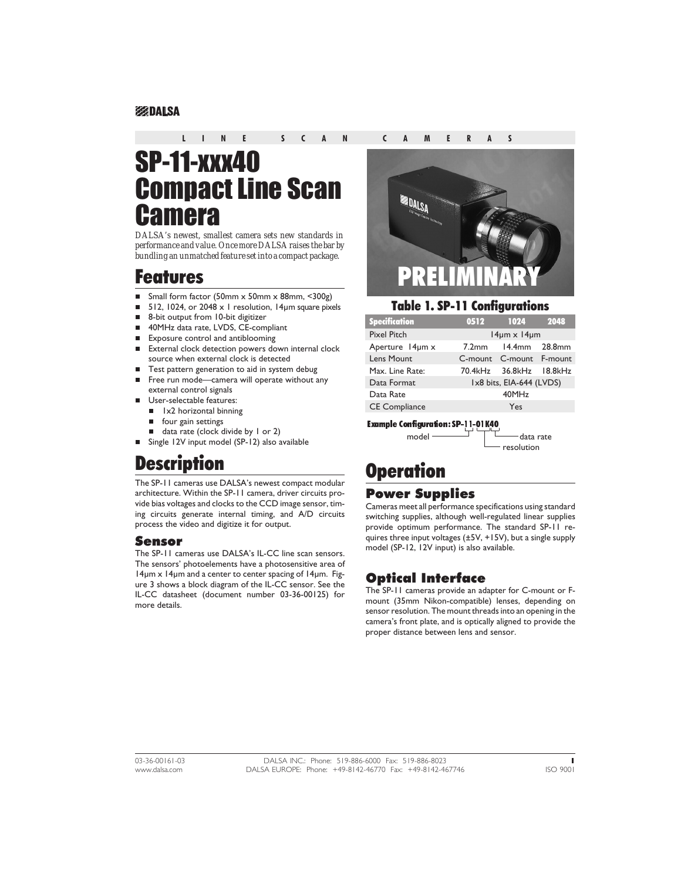LINE SCAN CAMERAS

# SP-11-xxx40 Compact Line Scan Camera

*DALSA's newest, smallest camera sets new standards in performance and value. Once more DALSA raises the bar by bundling an unmatched feature set into a compact package.*

## Features

- Small form factor (50mm x 50mm x 88mm, <300g)
- 512, 1024, or 2048 x 1 resolution, 14µm square pixels
- 8-bit output from 10-bit digitizer
- 40MHz data rate, LVDS, CE-compliant
- Exposure control and antiblooming
- External clock detection powers down internal clock source when external clock is detected
- Test pattern generation to aid in system debug
- Free run mode—camera will operate without any external control signals
- User-selectable features:
  - 1x2 horizontal binning
  - four gain settings
  - data rate (clock divide by 1 or 2)
- Single 12V input model (SP-12) also available

## Description

The SP-11 cameras use DALSA's newest compact modular architecture. Within the SP-11 camera, driver circuits provide bias voltages and clocks to the CCD image sensor, timing circuits generate internal timing, and A/D circuits process the video and digitize it for output.

### Sensor

The SP-11 cameras use DALSA's IL-CC line scan sensors. The sensors' photoelements have a photosensitive area of 14µm x 14µm and a center to center spacing of 14µm. Figure 3 shows a block diagram of the IL-CC sensor. See the IL-CC datasheet (document number 03-36-00125) for more details.

PRELIMINARY

**Table 1. SP-11 Configurations**

| Specification | 0512 | 1024 | 2048 |
|---|---|---|---|
| Pixel Pitch | 14µm x 14µm | | |
| Aperture 14µm x | 7.2mm | 14.4mm | 28.8mm |
| Lens Mount | C-mount | C-mount | F-mount |
| Max. Line Rate: | 70.4kHz | 36.8kHz | 18.8kHz |
| Data Format | 1x8 bits, EIA-644 (LVDS) | | |
| Data Rate | 40MHz | | |
| CE Compliance | Yes | | |

**Example Configuration: SP-11-01K40**

model (11), resolution (01K), data rate (40)

## Operation

### Power Supplies

Cameras meet all performance specifications using standard switching supplies, although well-regulated linear supplies provide optimum performance. The standard SP-11 requires three input voltages (±5V, +15V), but a single supply model (SP-12, 12V input) is also available.

### Optical Interface

The SP-11 cameras provide an adapter for C-mount or F-mount (35mm Nikon-compatible) lenses, depending on sensor resolution. The mount threads into an opening in the camera's front plate, and is optically aligned to provide the proper distance between lens and sensor.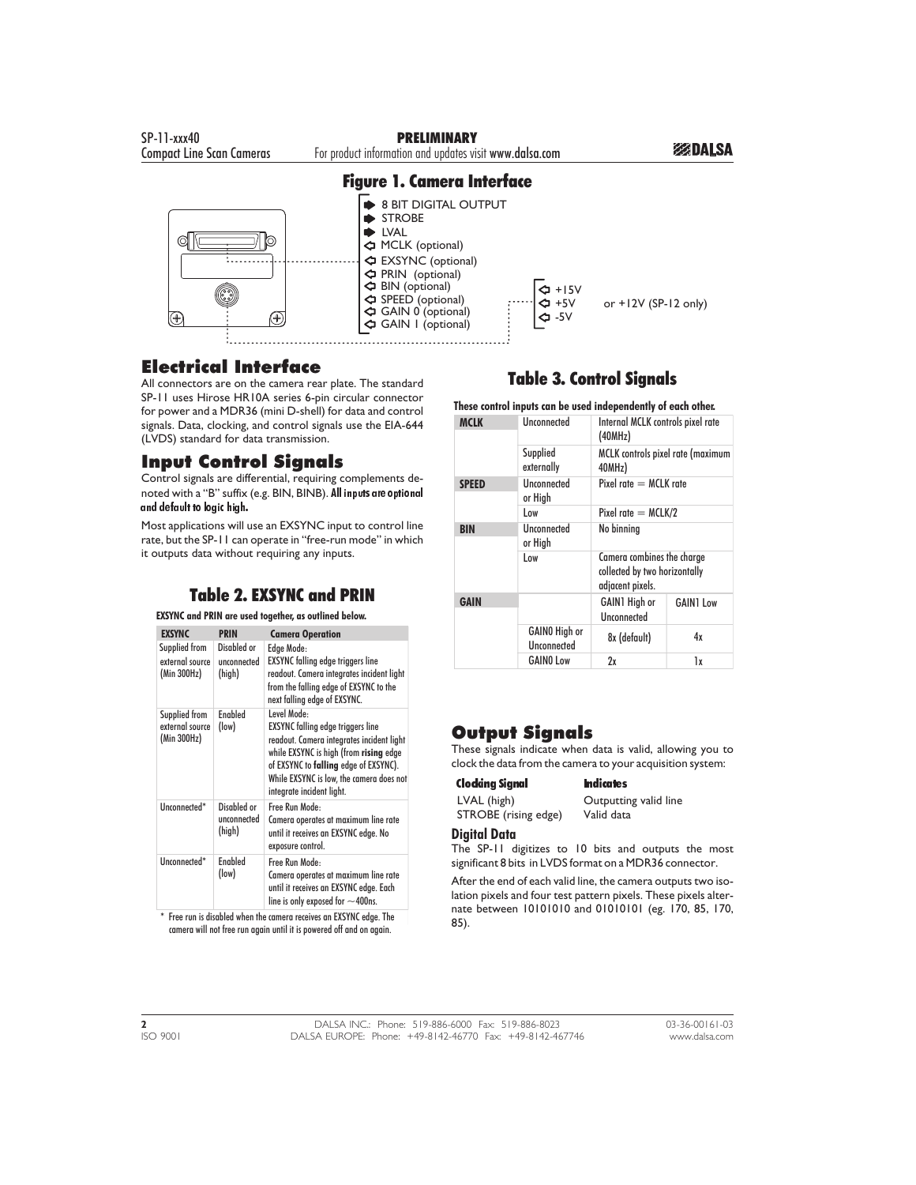## Figure 1. Camera Interface

- 8 BIT DIGITAL OUTPUT
- STROBE
- LVAL
- MCLK (optional)
- EXSYNC (optional)
- PRIN (optional)
- BIN (optional)
- SPEED (optional)
- GAIN 0 (optional)
- GAIN 1 (optional)

- +15V
- +5V or +12V (SP-12 only)
- -5V

# Electrical Interface

All connectors are on the camera rear plate. The standard SP-11 uses Hirose HR10A series 6-pin circular connector for power and a MDR36 (mini D-shell) for data and control signals. Data, clocking, and control signals use the EIA-644 (LVDS) standard for data transmission.

## Input Control Signals

Control signals are differential, requiring complements denoted with a "B" suffix (e.g. BIN, BINB). **All inputs are optional and default to logic high.**

Most applications will use an EXSYNC input to control line rate, but the SP-11 can operate in "free-run mode" in which it outputs data without requiring any inputs.

## Table 2. EXSYNC and PRIN

**EXSYNC and PRIN are used together, as outlined below.**

| EXSYNC | PRIN | Camera Operation |
|---|---|---|
| Supplied from external source (Min 300Hz) | Disabled or unconnected (high) | Edge Mode: EXSYNC falling edge triggers line readout. Camera integrates incident light from the falling edge of EXSYNC to the next falling edge of EXSYNC. |
| Supplied from external source (Min 300Hz) | Enabled (low) | Level Mode: EXSYNC falling edge triggers line readout. Camera integrates incident light while EXSYNC is high (from **rising** edge of EXSYNC to **falling** edge of EXSYNC). While EXSYNC is low, the camera does not integrate incident light. |
| Unconnected* | Disabled or unconnected (high) | Free Run Mode: Camera operates at maximum line rate until it receives an EXSYNC edge. No exposure control. |
| Unconnected* | Enabled (low) | Free Run Mode: Camera operates at maximum line rate until it receives an EXSYNC edge. Each line is only exposed for ~400ns. |

\* Free run is disabled when the camera receives an EXSYNC edge. The camera will not free run again until it is powered off and on again.

## Table 3. Control Signals

**These control inputs can be used independently of each other.**

| Signal | State | Result | |
|---|---|---|---|
| **MCLK** | Unconnected | Internal MCLK controls pixel rate (40MHz) | |
| | Supplied externally | MCLK controls pixel rate (maximum 40MHz) | |
| **SPEED** | Unconnected or High | Pixel rate = MCLK rate | |
| | Low | Pixel rate = MCLK/2 | |
| **BIN** | Unconnected or High | No binning | |
| | Low | Camera combines the charge collected by two horizontally adjacent pixels. | |
| **GAIN** | | GAIN1 High or Unconnected | GAIN1 Low |
| | GAIN0 High or Unconnected | 8x (default) | 4x |
| | GAIN0 Low | 2x | 1x |

## Output Signals

These signals indicate when data is valid, allowing you to clock the data from the camera to your acquisition system:

| Clocking Signal | Indicates |
|---|---|
| LVAL (high) | Outputting valid line |
| STROBE (rising edge) | Valid data |

### Digital Data

The SP-11 digitizes to 10 bits and outputs the most significant 8 bits in LVDS format on a MDR36 connector.

After the end of each valid line, the camera outputs two isolation pixels and four test pattern pixels. These pixels alternate between 10101010 and 01010101 (eg. 170, 85, 170, 85).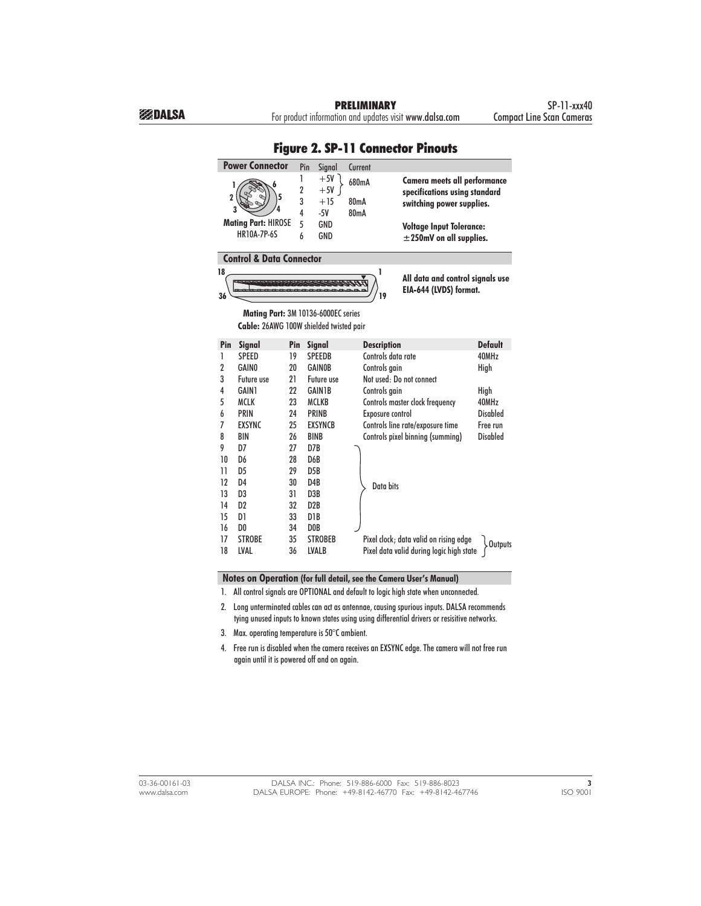# Figure 2. SP-11 Connector Pinouts

## Power Connector

| Pin | Signal | Current |
|---|---|---|
| 1 | +5V | 680mA |
| 2 | +5V | |
| 3 | +15 | 80mA |
| 4 | -5V | 80mA |
| 5 | GND | |
| 6 | GND | |

**Mating Part:** HIROSE HR10A-7P-6S

**Camera meets all performance specifications using standard switching power supplies.**

**Voltage Input Tolerance: ±250mV on all supplies.**

## Control & Data Connector

**All data and control signals use EIA-644 (LVDS) format.**

**Mating Part:** 3M 10136-6000EC series

**Cable:** 26AWG 100W shielded twisted pair

| Pin | Signal | Pin | Signal | Description | Default |
|---|---|---|---|---|---|
| 1 | SPEED | 19 | SPEEDB | Controls data rate | 40MHz |
| 2 | GAIN0 | 20 | GAIN0B | Controls gain | High |
| 3 | Future use | 21 | Future use | Not used: Do not connect | |
| 4 | GAIN1 | 22 | GAIN1B | Controls gain | High |
| 5 | MCLK | 23 | MCLKB | Controls master clock frequency | 40MHz |
| 6 | PRIN | 24 | PRINB | Exposure control | Disabled |
| 7 | EXSYNC | 25 | EXSYNCB | Controls line rate/exposure time | Free run |
| 8 | BIN | 26 | BINB | Controls pixel binning (summing) | Disabled |
| 9 | D7 | 27 | D7B | Data bits | |
| 10 | D6 | 28 | D6B | Data bits | |
| 11 | D5 | 29 | D5B | Data bits | |
| 12 | D4 | 30 | D4B | Data bits | |
| 13 | D3 | 31 | D3B | Data bits | |
| 14 | D2 | 32 | D2B | Data bits | |
| 15 | D1 | 33 | D1B | Data bits | |
| 16 | D0 | 34 | D0B | Data bits | |
| 17 | STROBE | 35 | STROBEB | Pixel clock; data valid on rising edge | Outputs |
| 18 | LVAL | 36 | LVALB | Pixel data valid during logic high state | Outputs |

## Notes on Operation (for full detail, see the Camera User's Manual)

1. All control signals are OPTIONAL and default to logic high state when unconnected.
2. Long unterminated cables can act as antennae, causing spurious inputs. DALSA recommends tying unused inputs to known states using using differential drivers or resisitive networks.
3. Max. operating temperature is 50°C ambient.
4. Free run is disabled when the camera receives an EXSYNC edge. The camera will not free run again until it is powered off and on again.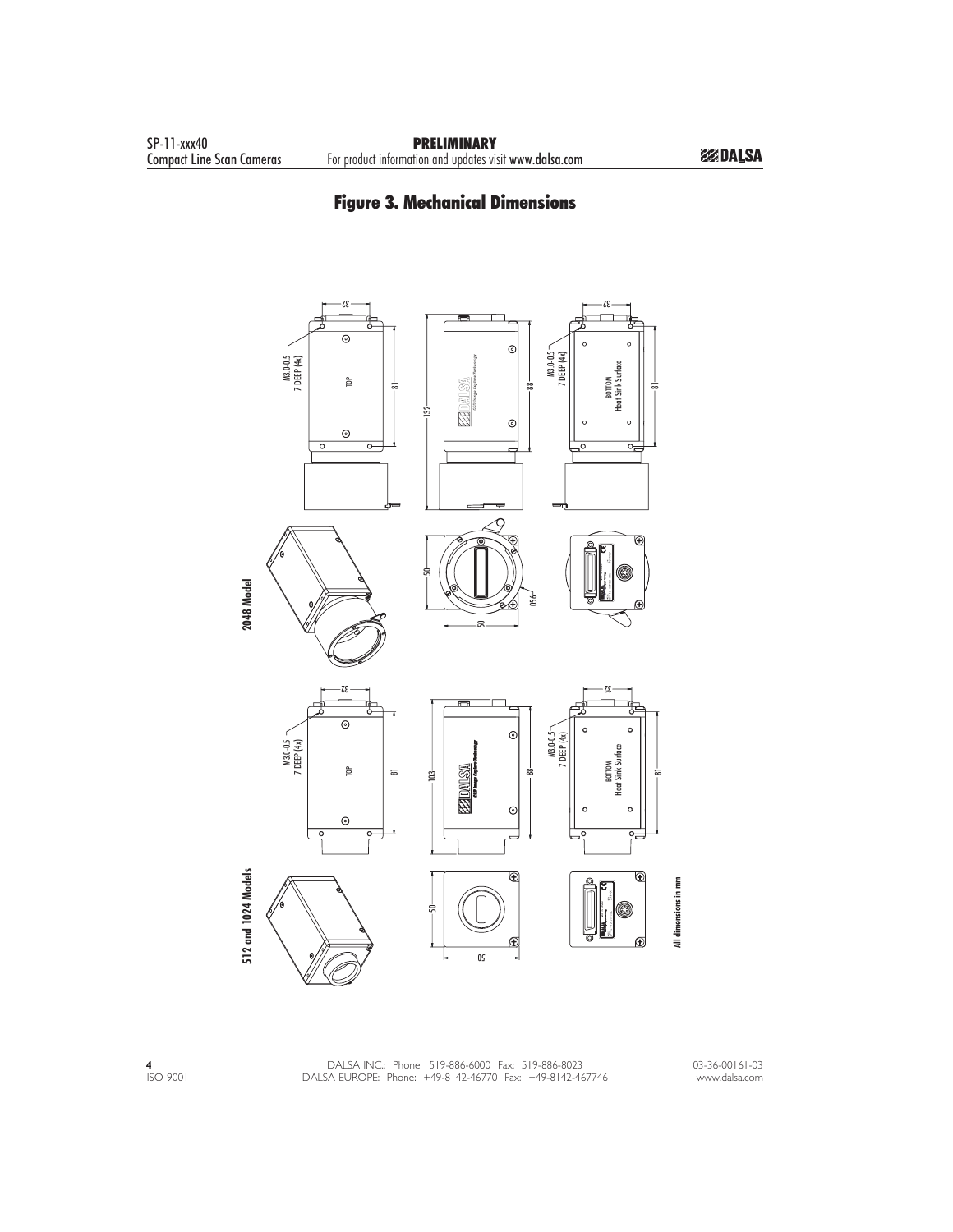# Figure 3. Mechanical Dimensions

2048 Model

M3.0-0.5 7 DEEP (4x)

TOP

BOTTOM Heat Sink Surface

32

81

88

132

50

50

Ø56

512 and 1024 Models

M3.0-0.5 7 DEEP (4x)

TOP

BOTTOM Heat Sink Surface

32

81

88

103

50

50

All dimensions in mm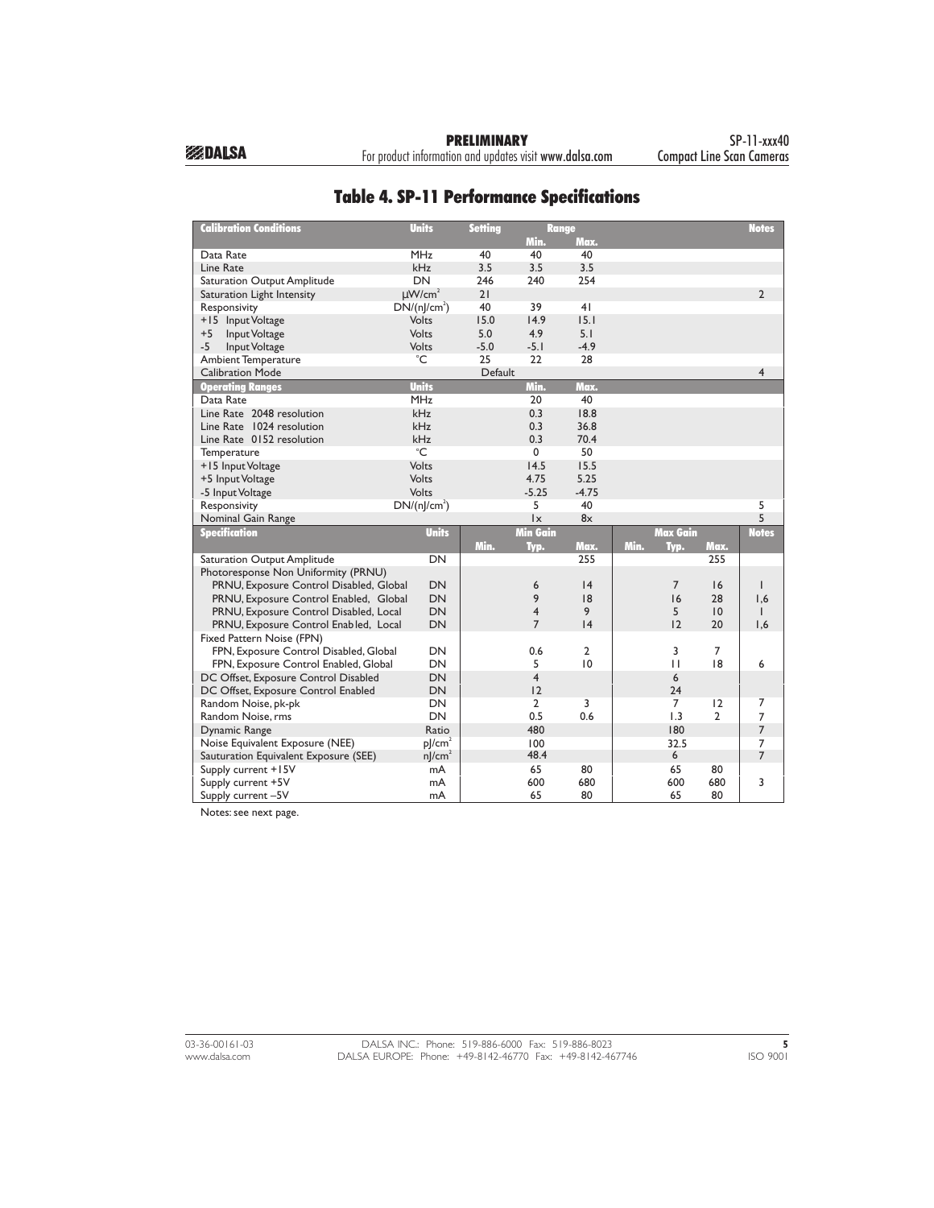## Table 4. SP-11 Performance Specifications

| Calibration Conditions | Units | Setting | Range | | Notes |
|---|---|---|---|---|---|
| | | | Min. | Max. | |
| Data Rate | MHz | 40 | 40 | 40 | |
| Line Rate | kHz | 3.5 | 3.5 | 3.5 | |
| Saturation Output Amplitude | DN | 246 | 240 | 254 | |
| Saturation Light Intensity | μW/cm² | 21 | | | 2 |
| Responsivity | DN/(nJ/cm²) | 40 | 39 | 41 | |
| +15 Input Voltage | Volts | 15.0 | 14.9 | 15.1 | |
| +5 Input Voltage | Volts | 5.0 | 4.9 | 5.1 | |
| -5 Input Voltage | Volts | -5.0 | -5.1 | -4.9 | |
| Ambient Temperature | °C | 25 | 22 | 28 | |
| Calibration Mode | | Default | | | 4 |

| Operating Ranges | Units | Min. | Max. | Notes |
|---|---|---|---|---|
| Data Rate | MHz | 20 | 40 | |
| Line Rate 2048 resolution | kHz | 0.3 | 18.8 | |
| Line Rate 1024 resolution | kHz | 0.3 | 36.8 | |
| Line Rate 0152 resolution | kHz | 0.3 | 70.4 | |
| Temperature | °C | 0 | 50 | |
| +15 Input Voltage | Volts | 14.5 | 15.5 | |
| +5 Input Voltage | Volts | 4.75 | 5.25 | |
| -5 Input Voltage | Volts | -5.25 | -4.75 | |
| Responsivity | DN/(nJ/cm²) | 5 | 40 | 5 |
| Nominal Gain Range | | 1x | 8x | 5 |

| Specification | Units | Min Gain | | | Max Gain | | | Notes |
|---|---|---|---|---|---|---|---|---|
| | | Min. | Typ. | Max. | Min. | Typ. | Max. | |
| Saturation Output Amplitude | DN | | | 255 | | | 255 | |
| Photoresponse Non Uniformity (PRNU) | | | | | | | | |
| PRNU, Exposure Control Disabled, Global | DN | | 6 | 14 | | 7 | 16 | 1 |
| PRNU, Exposure Control Enabled, Global | DN | | 9 | 18 | | 16 | 28 | 1,6 |
| PRNU, Exposure Control Disabled, Local | DN | | 4 | 9 | | 5 | 10 | 1 |
| PRNU, Exposure Control Enabled, Local | DN | | 7 | 14 | | 12 | 20 | 1,6 |
| Fixed Pattern Noise (FPN) | | | | | | | | |
| FPN, Exposure Control Disabled, Global | DN | | 0.6 | 2 | | 3 | 7 | |
| FPN, Exposure Control Enabled, Global | DN | | 5 | 10 | | 11 | 18 | 6 |
| DC Offset, Exposure Control Disabled | DN | | 4 | | | 6 | | |
| DC Offset, Exposure Control Enabled | DN | | 12 | | | 24 | | |
| Random Noise, pk-pk | DN | | 2 | 3 | | 7 | 12 | 7 |
| Random Noise, rms | DN | | 0.5 | 0.6 | | 1.3 | 2 | 7 |
| Dynamic Range | Ratio | | 480 | | | 180 | | 7 |
| Noise Equivalent Exposure (NEE) | pJ/cm² | | 100 | | | 32.5 | | 7 |
| Sauturation Equivalent Exposure (SEE) | nJ/cm² | | 48.4 | | | 6 | | 7 |
| Supply current +15V | mA | | 65 | 80 | | 65 | 80 | |
| Supply current +5V | mA | | 600 | 680 | | 600 | 680 | 3 |
| Supply current –5V | mA | | 65 | 80 | | 65 | 80 | |

Notes: see next page.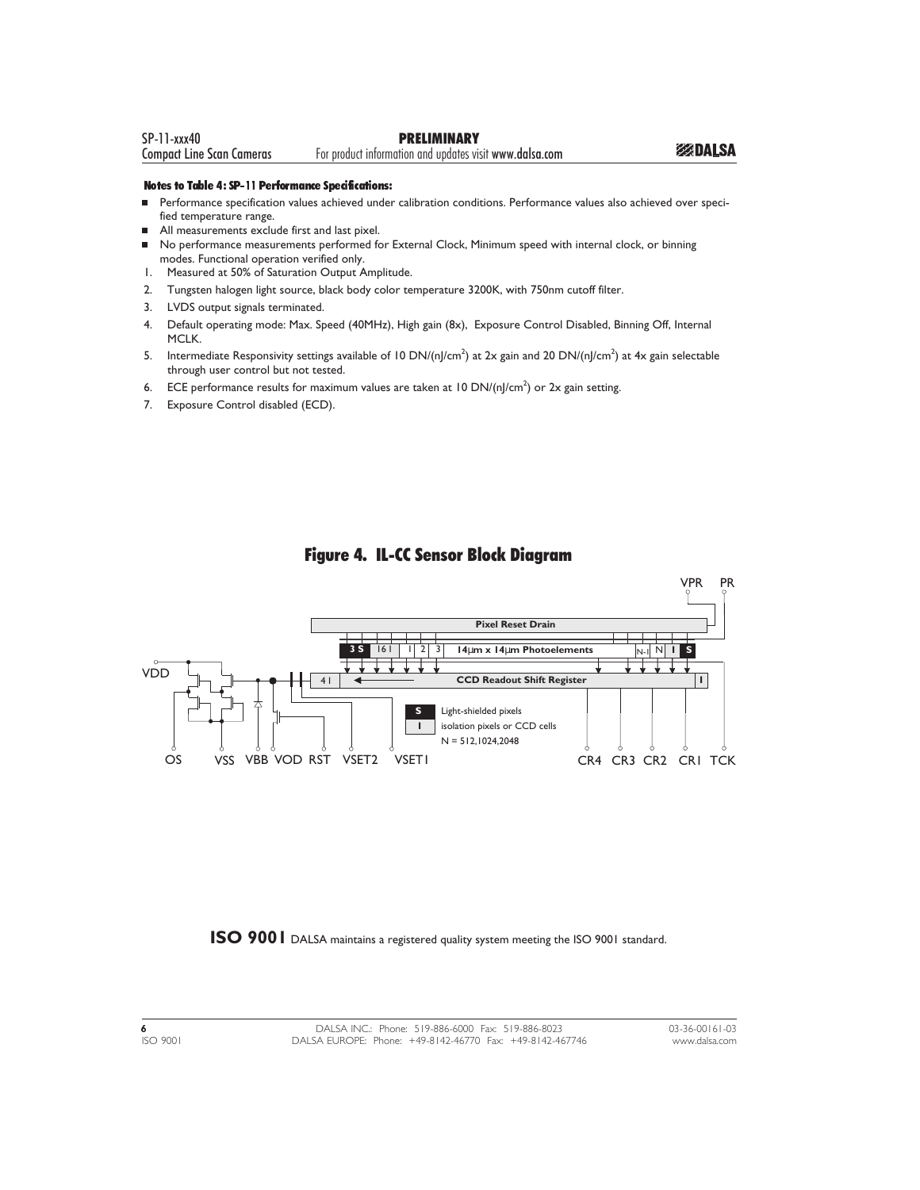#### Notes to Table 4: SP-11 Performance Specifications:

- Performance specification values achieved under calibration conditions. Performance values also achieved over specified temperature range.
- All measurements exclude first and last pixel.
- No performance measurements performed for External Clock, Minimum speed with internal clock, or binning modes. Functional operation verified only.

1. Measured at 50% of Saturation Output Amplitude.
2. Tungsten halogen light source, black body color temperature 3200K, with 750nm cutoff filter.
3. LVDS output signals terminated.
4. Default operating mode: Max. Speed (40MHz), High gain (8x), Exposure Control Disabled, Binning Off, Internal MCLK.
5. Intermediate Responsivity settings available of 10 DN/(nJ/cm$^2$) at 2x gain and 20 DN/(nJ/cm$^2$) at 4x gain selectable through user control but not tested.
6. ECE performance results for maximum values are taken at 10 DN/(nJ/cm$^2$) or 2x gain setting.
7. Exposure Control disabled (ECD).

## Figure 4. IL-CC Sensor Block Diagram

VPR
PR
Pixel Reset Drain
3 S
16 1
1
2
3
14μm x 14μm Photoelements
N-1
N
1
S
VDD
4 1
CCD Readout Shift Register
1
S Light-shielded pixels
1 isolation pixels or CCD cells
N = 512,1024,2048
OS
VSS
VBB
VOD
RST
VSET2
VSET1
CR4
CR3
CR2
CR1
TCK

**ISO 9001** DALSA maintains a registered quality system meeting the ISO 9001 standard.